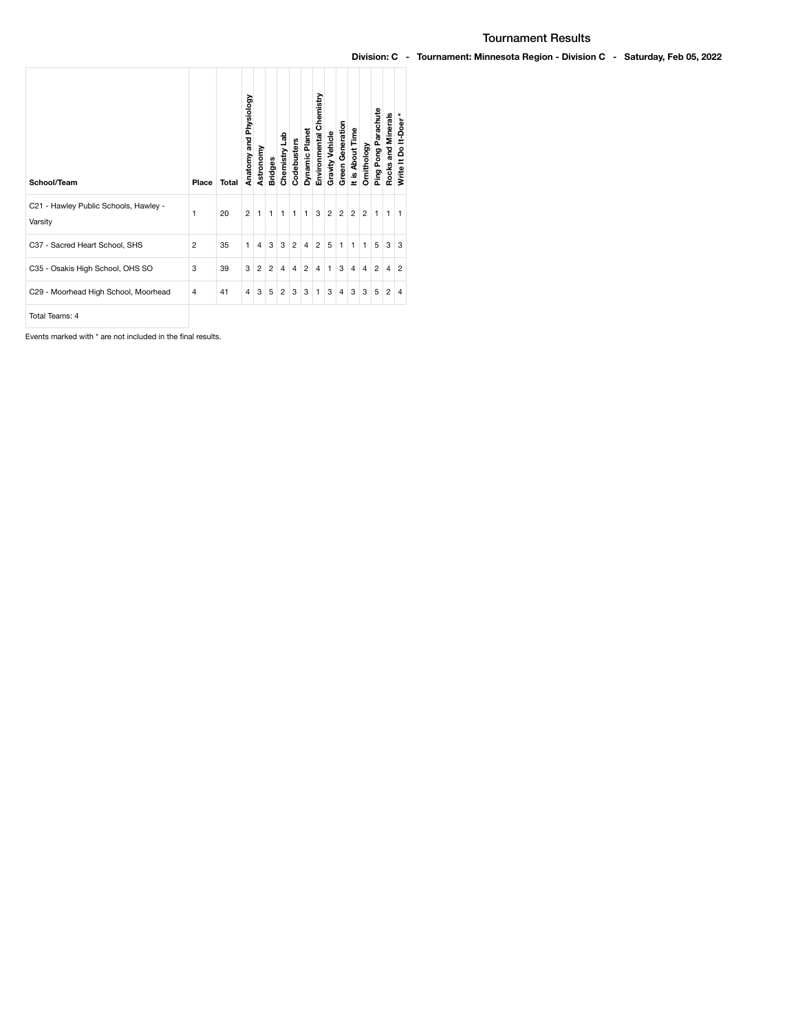# Tournament Results

**Division: C - Tournament: Minnesota Region - Division C - Saturday, Feb 05, 2022**

| School/Team | Place | Total | Anatomy and Physiology | Astronomy | Bridges | Chemistry Lab | Codebusters | Dynamic Planet | Environmental Chemistry | Gravity Vehicle | Green Generation | It is About Time | Ornithology | Ping Pong Parachute | Rocks and Minerals | Write It Do It-Doer * |
|---|---|---|---|---|---|---|---|---|---|---|---|---|---|---|---|---|
| C21 - Hawley Public Schools, Hawley - Varsity | 1 | 20 | 2 | 1 | 1 | 1 | 1 | 1 | 3 | 2 | 2 | 2 | 2 | 1 | 1 | 1 |
| C37 - Sacred Heart School, SHS | 2 | 35 | 1 | 4 | 3 | 3 | 2 | 4 | 2 | 5 | 1 | 1 | 1 | 5 | 3 | 3 |
| C35 - Osakis High School, OHS SO | 3 | 39 | 3 | 2 | 2 | 4 | 4 | 2 | 4 | 1 | 3 | 4 | 4 | 2 | 4 | 2 |
| C29 - Moorhead High School, Moorhead | 4 | 41 | 4 | 3 | 5 | 2 | 3 | 3 | 1 | 3 | 4 | 3 | 3 | 5 | 2 | 4 |
| Total Teams: 4 | | | | | | | | | | | | | | | | |

Events marked with * are not included in the final results.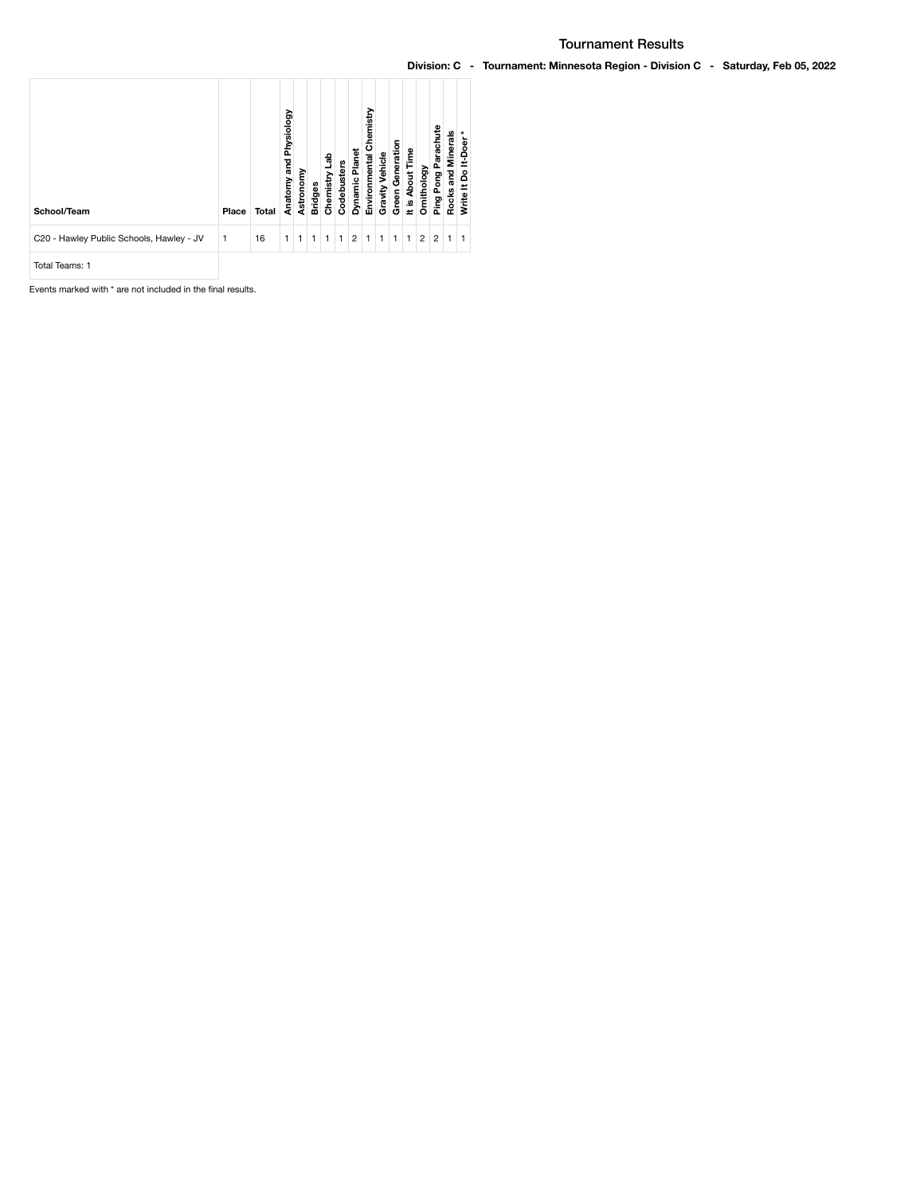# Tournament Results

**Division: C - Tournament: Minnesota Region - Division C - Saturday, Feb 05, 2022**

| School/Team | Place | Total | Anatomy and Physiology | Astronomy | Bridges | Chemistry Lab | Codebusters | Dynamic Planet | Environmental Chemistry | Gravity Vehicle | Green Generation | It is About Time | Ornithology | Ping Pong Parachute | Rocks and Minerals | Write It Do It-Doer* |
|---|---|---|---|---|---|---|---|---|---|---|---|---|---|---|---|---|
| C20 - Hawley Public Schools, Hawley - JV | 1 | 16 | 1 | 1 | 1 | 1 | 1 | 2 | 1 | 1 | 1 | 1 | 2 | 2 | 1 | 1 |
| Total Teams: 1 | | | | | | | | | | | | | | | | |

Events marked with * are not included in the final results.